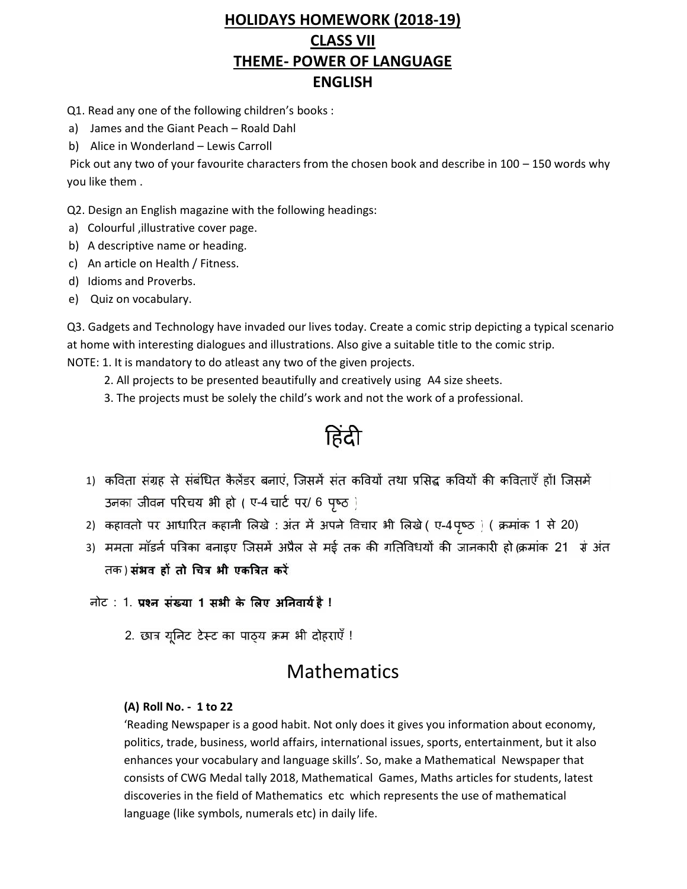# HOLIDAYS HOMEWORK (2018-19)
## CLASS VII
## THEME- POWER OF LANGUAGE
## ENGLISH

Q1. Read any one of the following children's books :

a) James and the Giant Peach – Roald Dahl
b) Alice in Wonderland – Lewis Carroll

Pick out any two of your favourite characters from the chosen book and describe in 100 – 150 words why you like them .

Q2. Design an English magazine with the following headings:

a) Colourful ,illustrative cover page.
b) A descriptive name or heading.
c) An article on Health / Fitness.
d) Idioms and Proverbs.
e) Quiz on vocabulary.

Q3. Gadgets and Technology have invaded our lives today. Create a comic strip depicting a typical scenario at home with interesting dialogues and illustrations. Also give a suitable title to the comic strip.

NOTE: 1. It is mandatory to do atleast any two of the given projects.

2. All projects to be presented beautifully and creatively using A4 size sheets.

3. The projects must be solely the child's work and not the work of a professional.

## हिंदी

1) कविता संग्रह से संबंधित कैलेंडर बनाएं, जिसमें संत कवियों तथा प्रसिद्ध कवियों की कविताएँ हों। जिसमें उनका जीवन परिचय भी हो ( ए-4 चार्ट पर/ 6 पृष्ठ )
2) कहावतो पर आधारित कहानी लिखे : अंत में अपने विचार भी लिखे ( ए-4 पृष्ठ ) ( क्रमांक 1 से 20)
3) ममता मॉडर्न पत्रिका बनाइए जिसमें अप्रैल से मई तक की गतिविधियों की जानकारी हो (क्रमांक 21 से अंत तक) **संभव हों तो चित्र भी एकत्रित करें**

नोट : 1. **प्रश्न संख्या 1 सभी के लिए अनिवार्य है !**

2. छात्र यूनिट टेस्ट का पाठ्य क्रम भी दोहराएँ !

## Mathematics

**(A) Roll No. - 1 to 22**

'Reading Newspaper is a good habit. Not only does it gives you information about economy, politics, trade, business, world affairs, international issues, sports, entertainment, but it also enhances your vocabulary and language skills'. So, make a Mathematical Newspaper that consists of CWG Medal tally 2018, Mathematical Games, Maths articles for students, latest discoveries in the field of Mathematics etc which represents the use of mathematical language (like symbols, numerals etc) in daily life.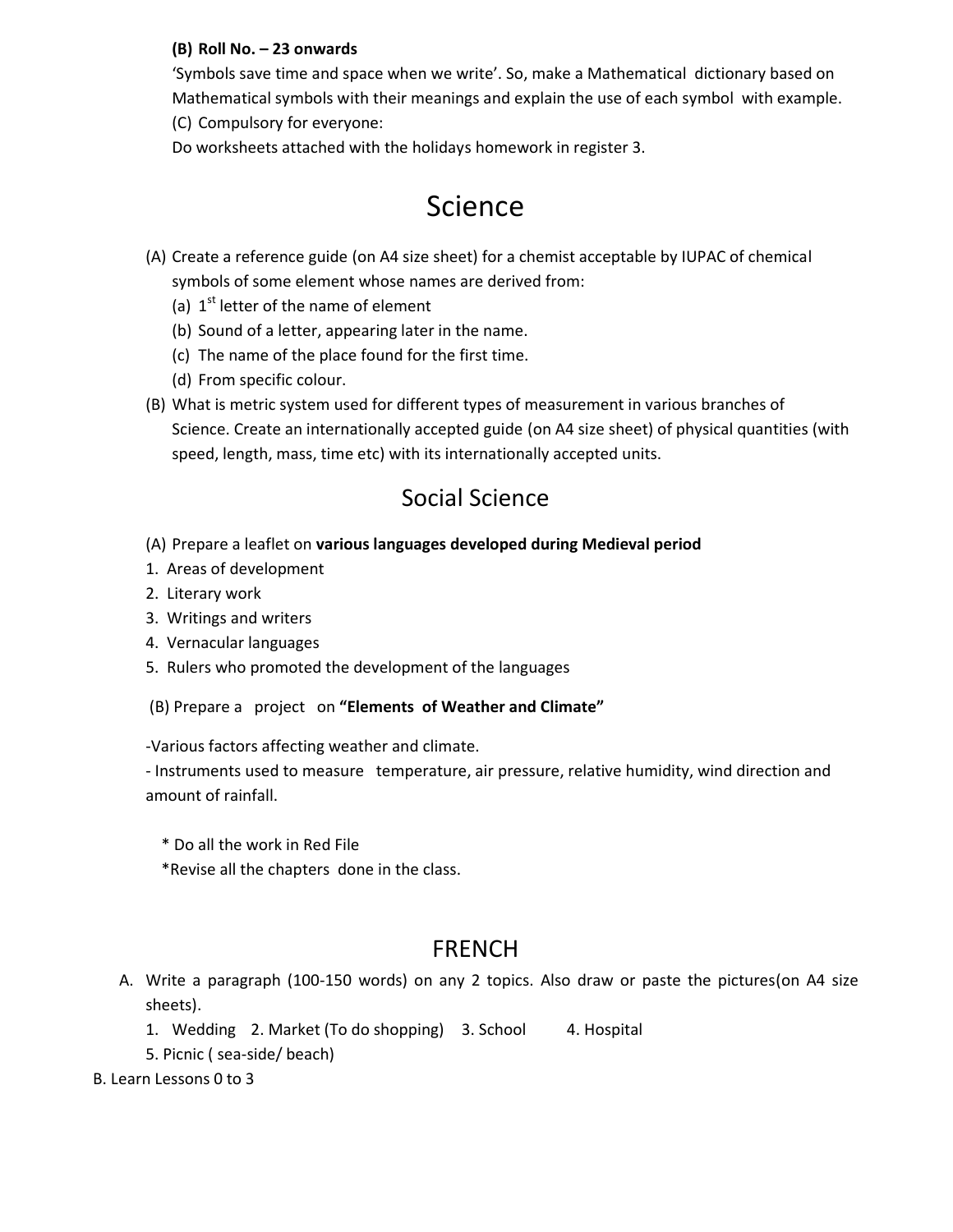**(B) Roll No. – 23 onwards**

'Symbols save time and space when we write'. So, make a Mathematical dictionary based on Mathematical symbols with their meanings and explain the use of each symbol with example.

(C) Compulsory for everyone:

Do worksheets attached with the holidays homework in register 3.

# Science

(A) Create a reference guide (on A4 size sheet) for a chemist acceptable by IUPAC of chemical symbols of some element whose names are derived from:
   (a) 1st letter of the name of element
   (b) Sound of a letter, appearing later in the name.
   (c) The name of the place found for the first time.
   (d) From specific colour.

(B) What is metric system used for different types of measurement in various branches of Science. Create an internationally accepted guide (on A4 size sheet) of physical quantities (with speed, length, mass, time etc) with its internationally accepted units.

# Social Science

(A) Prepare a leaflet on **various languages developed during Medieval period**

1. Areas of development
2. Literary work
3. Writings and writers
4. Vernacular languages
5. Rulers who promoted the development of the languages

(B) Prepare a project on **"Elements of Weather and Climate"**

-Various factors affecting weather and climate.

- Instruments used to measure temperature, air pressure, relative humidity, wind direction and amount of rainfall.

\* Do all the work in Red File

\*Revise all the chapters done in the class.

# FRENCH

A. Write a paragraph (100-150 words) on any 2 topics. Also draw or paste the pictures(on A4 size sheets).
   1. Wedding 2. Market (To do shopping) 3. School 4. Hospital
   5. Picnic ( sea-side/ beach)

B. Learn Lessons 0 to 3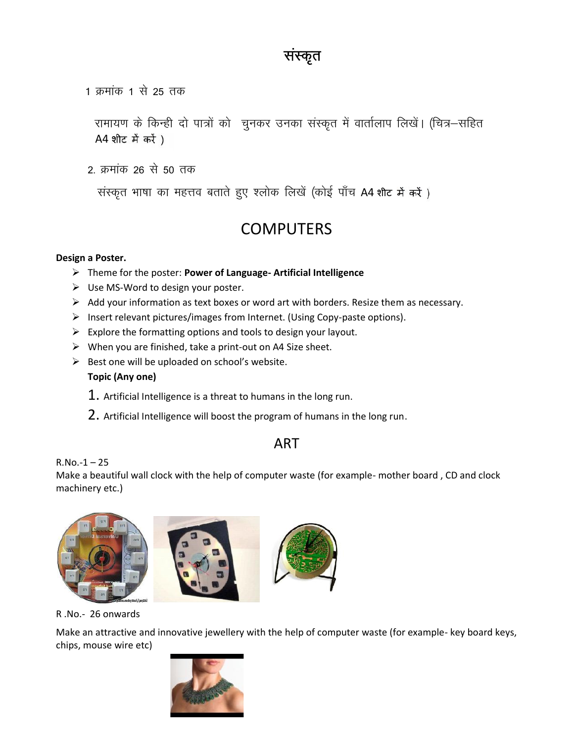# संस्कृत

1 क्रमांक 1 से 25 तक

रामायण के किन्ही दो पात्रों को चुनकर उनका संस्कृत में वार्तालाप लिखें। (चित्र–सहित A4 शीट में करें )

2. क्रमांक 26 से 50 तक

संस्कृत भाषा का महत्तव बताते हुए श्लोक लिखें (कोई पाँच A4 शीट में करें )

# COMPUTERS

**Design a Poster.**

- Theme for the poster: **Power of Language- Artificial Intelligence**
- Use MS-Word to design your poster.
- Add your information as text boxes or word art with borders. Resize them as necessary.
- Insert relevant pictures/images from Internet. (Using Copy-paste options).
- Explore the formatting options and tools to design your layout.
- When you are finished, take a print-out on A4 Size sheet.
- Best one will be uploaded on school's website.

**Topic (Any one)**

1. Artificial Intelligence is a threat to humans in the long run.
2. Artificial Intelligence will boost the program of humans in the long run.

# ART

R.No.-1 – 25

Make a beautiful wall clock with the help of computer waste (for example- mother board , CD and clock machinery etc.)

R .No.- 26 onwards

Make an attractive and innovative jewellery with the help of computer waste (for example- key board keys, chips, mouse wire etc)